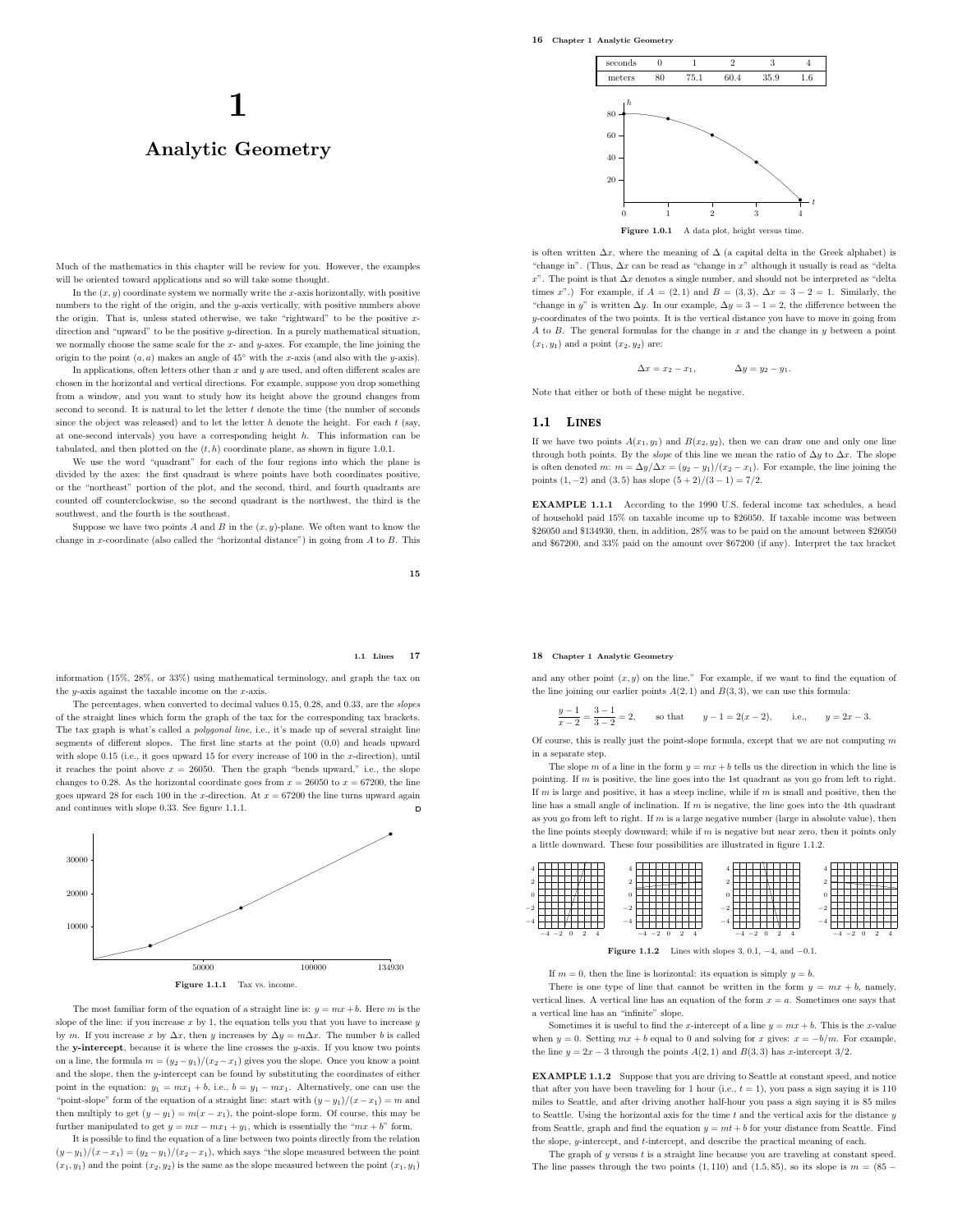# 1

# Analytic Geometry

Much of the mathematics in this chapter will be review for you. However, the examples will be oriented toward applications and so will take some thought.

In the $(x, y)$ coordinate system we normally write the $x$-axis horizontally, with positive numbers to the right of the origin, and the $y$-axis vertically, with positive numbers above the origin. That is, unless stated otherwise, we take "rightward" to be the positive $x$-direction and "upward" to be the positive $y$-direction. In a purely mathematical situation, we normally choose the same scale for the $x$- and $y$-axes. For example, the line joining the origin to the point $(a, a)$ makes an angle of $45°$ with the $x$-axis (and also with the $y$-axis).

In applications, often letters other than $x$ and $y$ are used, and often different scales are chosen in the horizontal and vertical directions. For example, suppose you drop something from a window, and you want to study how its height above the ground changes from second to second. It is natural to let the letter $t$ denote the time (the number of seconds since the object was released) and to let the letter $h$ denote the height. For each $t$ (say, at one-second intervals) you have a corresponding height $h$. This information can be tabulated, and then plotted on the $(t, h)$ coordinate plane, as shown in figure 1.0.1.

We use the word "quadrant" for each of the four regions into which the plane is divided by the axes: the first quadrant is where points have both coordinates positive, or the "northeast" portion of the plot, and the second, third, and fourth quadrants are counted off counterclockwise, so the second quadrant is the northwest, the third is the southwest, and the fourth is the southeast.

Suppose we have two points $A$ and $B$ in the $(x, y)$-plane. We often want to know the change in $x$-coordinate (also called the "horizontal distance") in going from $A$ to $B$. This is often written $\Delta x$, where the meaning of $\Delta$ (a capital delta in the Greek alphabet) is "change in". (Thus, $\Delta x$ can be read as "change in $x$" although it usually is read as "delta $x$". The point is that $\Delta x$ denotes a single number, and should not be interpreted as "delta times $x$".) For example, if $A = (2, 1)$ and $B = (3, 3)$, $\Delta x = 3 - 2 = 1$. Similarly, the "change in $y$" is written $\Delta y$. In our example, $\Delta y = 3 - 1 = 2$, the difference between the $y$-coordinates of the two points. It is the vertical distance you have to move in going from $A$ to $B$. The general formulas for the change in $x$ and the change in $y$ between a point $(x_1, y_1)$ and a point $(x_2, y_2)$ are:

$$\Delta x = x_2 - x_1, \qquad \Delta y = y_2 - y_1.$$

Note that either or both of these might be negative.

| seconds | 0 | 1 | 2 | 3 | 4 |
|---|---|---|---|---|---|
| meters | 80 | 75.1 | 60.4 | 35.9 | 1.6 |

**Figure 1.0.1** A data plot, height versus time.

## 1.1 Lines

If we have two points $A(x_1, y_1)$ and $B(x_2, y_2)$, then we can draw one and only one line through both points. By the *slope* of this line we mean the ratio of $\Delta y$ to $\Delta x$. The slope is often denoted $m$: $m = \Delta y/\Delta x = (y_2 - y_1)/(x_2 - x_1)$. For example, the line joining the points $(1, -2)$ and $(3, 5)$ has slope $(5 + 2)/(3 - 1) = 7/2$.

**EXAMPLE 1.1.1** According to the 1990 U.S. federal income tax schedules, a head of household paid 15% on taxable income up to \$26050. If taxable income was between \$26050 and \$134930, then, in addition, 28% was to be paid on the amount between \$26050 and \$67200, and 33% paid on the amount over \$67200 (if any). Interpret the tax bracket information (15%, 28%, or 33%) using mathematical terminology, and graph the tax on the $y$-axis against the taxable income on the $x$-axis.

The percentages, when converted to decimal values 0.15, 0.28, and 0.33, are the *slopes* of the straight lines which form the graph of the tax for the corresponding tax brackets. The tax graph is what's called a *polygonal line*, i.e., it's made up of several straight line segments of different slopes. The first line starts at the point (0,0) and heads upward with slope 0.15 (i.e., it goes upward 15 for every increase of 100 in the $x$-direction), until it reaches the point above $x = 26050$. Then the graph "bends upward," i.e., the slope changes to 0.28. As the horizontal coordinate goes from $x = 26050$ to $x = 67200$, the line goes upward 28 for each 100 in the $x$-direction. At $x = 67200$ the line turns upward again and continues with slope 0.33. See figure 1.1.1. □

**Figure 1.1.1** Tax vs. income.

The most familiar form of the equation of a straight line is: $y = mx + b$. Here $m$ is the slope of the line: if you increase $x$ by 1, the equation tells you that you have to increase $y$ by $m$. If you increase $x$ by $\Delta x$, then $y$ increases by $\Delta y = m\Delta x$. The number $b$ is called the **y-intercept**, because it is where the line crosses the $y$-axis. If you know two points on a line, the formula $m = (y_2 - y_1)/(x_2 - x_1)$ gives you the slope. Once you know a point and the slope, then the $y$-intercept can be found by substituting the coordinates of either point in the equation: $y_1 = mx_1 + b$, i.e., $b = y_1 - mx_1$. Alternatively, one can use the "point-slope" form of the equation of a straight line: start with $(y - y_1)/(x - x_1) = m$ and then multiply to get $(y - y_1) = m(x - x_1)$, the point-slope form. Of course, this may be further manipulated to get $y = mx - mx_1 + y_1$, which is essentially the "$mx + b$" form.

It is possible to find the equation of a line between two points directly from the relation $(y - y_1)/(x - x_1) = (y_2 - y_1)/(x_2 - x_1)$, which says "the slope measured between the point $(x_1, y_1)$ and the point $(x_2, y_2)$ is the same as the slope measured between the point $(x_1, y_1)$ and any other point $(x, y)$ on the line." For example, if we want to find the equation of the line joining our earlier points $A(2, 1)$ and $B(3, 3)$, we can use this formula:

$$\frac{y - 1}{x - 2} = \frac{3 - 1}{3 - 2} = 2, \qquad \text{so that} \qquad y - 1 = 2(x - 2), \qquad \text{i.e.,} \qquad y = 2x - 3.$$

Of course, this is really just the point-slope formula, except that we are not computing $m$ in a separate step.

The slope $m$ of a line in the form $y = mx + b$ tells us the direction in which the line is pointing. If $m$ is positive, the line goes into the 1st quadrant as you go from left to right. If $m$ is large and positive, it has a steep incline, while if $m$ is small and positive, then the line has a small angle of inclination. If $m$ is negative, the line goes into the 4th quadrant as you go from left to right. If $m$ is a large negative number (large in absolute value), then the line points steeply downward; while if $m$ is negative but near zero, then it points only a little downward. These four possibilities are illustrated in figure 1.1.2.

**Figure 1.1.2** Lines with slopes 3, 0.1, $-4$, and $-0.1$.

If $m = 0$, then the line is horizontal: its equation is simply $y = b$.

There is one type of line that cannot be written in the form $y = mx + b$, namely, vertical lines. A vertical line has an equation of the form $x = a$. Sometimes one says that a vertical line has an "infinite" slope.

Sometimes it is useful to find the $x$-intercept of a line $y = mx + b$. This is the $x$-value when $y = 0$. Setting $mx + b$ equal to 0 and solving for $x$ gives: $x = -b/m$. For example, the line $y = 2x - 3$ through the points $A(2, 1)$ and $B(3, 3)$ has $x$-intercept $3/2$.

**EXAMPLE 1.1.2** Suppose that you are driving to Seattle at constant speed, and notice that after you have been traveling for 1 hour (i.e., $t = 1$), you pass a sign saying it is 110 miles to Seattle, and after driving another half-hour you pass a sign saying it is 85 miles to Seattle. Using the horizontal axis for the time $t$ and the vertical axis for the distance $y$ from Seattle, graph and find the equation $y = mt + b$ for your distance from Seattle. Find the slope, $y$-intercept, and $t$-intercept, and describe the practical meaning of each.

The graph of $y$ versus $t$ is a straight line because you are traveling at constant speed. The line passes through the two points $(1, 110)$ and $(1.5, 85)$, so its slope is $m = (85 -$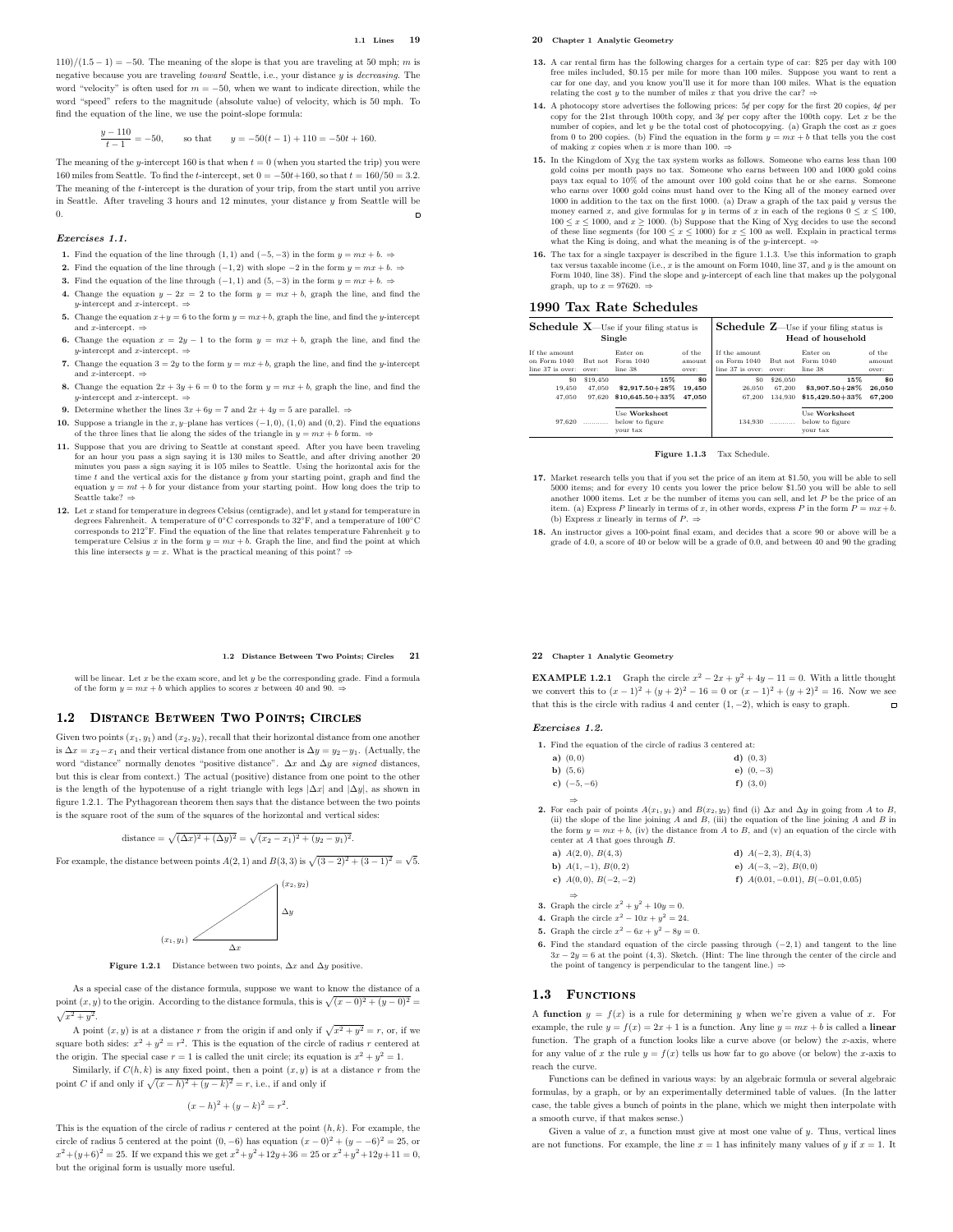$110)/(1.5 - 1) = -50$. The meaning of the slope is that you are traveling at 50 mph; $m$ is negative because you are traveling *toward* Seattle, i.e., your distance $y$ is *decreasing*. The word "velocity" is often used for $m = -50$, when we want to indicate direction, while the word "speed" refers to the magnitude (absolute value) of velocity, which is 50 mph. To find the equation of the line, we use the point-slope formula:

$$\frac{y - 110}{t - 1} = -50, \qquad \text{so that} \qquad y = -50(t - 1) + 110 = -50t + 160.$$

The meaning of the $y$-intercept 160 is that when $t = 0$ (when you started the trip) you were 160 miles from Seattle. To find the $t$-intercept, set $0 = -50t + 160$, so that $t = 160/50 = 3.2$. The meaning of the $t$-intercept is the duration of your trip, from the start until you arrive in Seattle. After traveling 3 hours and 12 minutes, your distance $y$ from Seattle will be 0. □

### *Exercises 1.1.*

**1.** Find the equation of the line through $(1, 1)$ and $(-5, -3)$ in the form $y = mx + b$. ⇒

**2.** Find the equation of the line through $(-1, 2)$ with slope $-2$ in the form $y = mx + b$. ⇒

**3.** Find the equation of the line through $(-1, 1)$ and $(5, -3)$ in the form $y = mx + b$. ⇒

**4.** Change the equation $y - 2x = 2$ to the form $y = mx + b$, graph the line, and find the $y$-intercept and $x$-intercept. ⇒

**5.** Change the equation $x + y = 6$ to the form $y = mx + b$, graph the line, and find the $y$-intercept and $x$-intercept. ⇒

**6.** Change the equation $x = 2y - 1$ to the form $y = mx + b$, graph the line, and find the $y$-intercept and $x$-intercept. ⇒

**7.** Change the equation $3 = 2y$ to the form $y = mx + b$, graph the line, and find the $y$-intercept and $x$-intercept. ⇒

**8.** Change the equation $2x + 3y + 6 = 0$ to the form $y = mx + b$, graph the line, and find the $y$-intercept and $x$-intercept. ⇒

**9.** Determine whether the lines $3x + 6y = 7$ and $2x + 4y = 5$ are parallel. ⇒

**10.** Suppose a triangle in the $x, y$–plane has vertices $(-1, 0)$, $(1, 0)$ and $(0, 2)$. Find the equations of the three lines that lie along the sides of the triangle in $y = mx + b$ form. ⇒

**11.** Suppose that you are driving to Seattle at constant speed. After you have been traveling for an hour you pass a sign saying it is 130 miles to Seattle, and after driving another 20 minutes you pass a sign saying it is 105 miles to Seattle. Using the horizontal axis for the time $t$ and the vertical axis for the distance $y$ from your starting point, graph and find the equation $y = mt + b$ for your distance from your starting point. How long does the trip to Seattle take? ⇒

**12.** Let $x$ stand for temperature in degrees Celsius (centigrade), and let $y$ stand for temperature in degrees Fahrenheit. A temperature of 0°C corresponds to 32°F, and a temperature of 100°C corresponds to 212°F. Find the equation of the line that relates temperature Fahrenheit $y$ to temperature Celsius $x$ in the form $y = mx + b$. Graph the line, and find the point at which this line intersects $y = x$. What is the practical meaning of this point? ⇒

**13.** A car rental firm has the following charges for a certain type of car: \$25 per day with 100 free miles included, \$0.15 per mile for more than 100 miles. Suppose you want to rent a car for one day, and you know you'll use it for more than 100 miles. What is the equation relating the cost $y$ to the number of miles $x$ that you drive the car? ⇒

**14.** A photocopy store advertises the following prices: 5¢ per copy for the first 20 copies, 4¢ per copy for the 21st through 100th copy, and 3¢ per copy after the 100th copy. Let $x$ be the number of copies, and let $y$ be the total cost of photocopying. (a) Graph the cost as $x$ goes from 0 to 200 copies. (b) Find the equation in the form $y = mx + b$ that tells you the cost of making $x$ copies when $x$ is more than 100. ⇒

**15.** In the Kingdom of Xyg the tax system works as follows. Someone who earns less than 100 gold coins per month pays no tax. Someone who earns between 100 and 1000 gold coins pays tax equal to 10% of the amount over 100 gold coins that he or she earns. Someone who earns over 1000 gold coins must hand over to the King all of the money earned over 1000 in addition to the tax on the first 1000. (a) Draw a graph of the tax paid $y$ versus the money earned $x$, and give formulas for $y$ in terms of $x$ in each of the regions $0 \le x \le 100$, $100 \le x \le 1000$, and $x \ge 1000$. (b) Suppose that the King of Xyg decides to use the second of these line segments (for $100 \le x \le 1000$) for $x \le 100$ as well. Explain in practical terms what the King is doing, and what the meaning is of the $y$-intercept. ⇒

**16.** The tax for a single taxpayer is described in the figure 1.1.3. Use this information to graph tax versus taxable income (i.e., $x$ is the amount on Form 1040, line 37, and $y$ is the amount on Form 1040, line 38). Find the slope and $y$-intercept of each line that makes up the polygonal graph, up to $x = 97620$. ⇒

## 1990 Tax Rate Schedules

| **Schedule X**—Use if your filing status is **Single** | | | | **Schedule Z**—Use if your filing status is **Head of household** | | | |
|---|---|---|---|---|---|---|---|
| If the amount on Form 1040 line 37 is over: | But not over: | Enter on Form 1040 line 38 | of the amount over: | If the amount on Form 1040 line 37 is over: | But not over: | Enter on Form 1040 line 38 | of the amount over: |
| \$0 | \$19,450 | 15% | \$0 | \$0 | \$26,050 | 15% | \$0 |
| 19,450 | 47,050 | **\$2,917.50+28%** | **19,450** | 26,050 | 67,200 | **\$3,907.50+28%** | **26,050** |
| 47,050 | 97,620 | **\$10,645.50+33%** | **47,050** | 67,200 | 134,930 | **\$15,429.50+33%** | **67,200** |
| 97,620 | ........... | Use **Worksheet** below to figure your tax | | 134,930 | ........... | Use **Worksheet** below to figure your tax | |

**Figure 1.1.3** Tax Schedule.

**17.** Market research tells you that if you set the price of an item at \$1.50, you will be able to sell 5000 items; and for every 10 cents you lower the price below \$1.50 you will be able to sell another 1000 items. Let $x$ be the number of items you can sell, and let $P$ be the price of an item. (a) Express $P$ linearly in terms of $x$, in other words, express $P$ in the form $P = mx + b$. (b) Express $x$ linearly in terms of $P$. ⇒

**18.** An instructor gives a 100-point final exam, and decides that a score 90 or above will be a grade of 4.0, a score of 40 or below will be a grade of 0.0, and between 40 and 90 the grading will be linear. Let $x$ be the exam score, and let $y$ be the corresponding grade. Find a formula of the form $y = mx + b$ which applies to scores $x$ between 40 and 90. ⇒

## 1.2 Distance Between Two Points; Circles

Given two points $(x_1, y_1)$ and $(x_2, y_2)$, recall that their horizontal distance from one another is $\Delta x = x_2 - x_1$ and their vertical distance from one another is $\Delta y = y_2 - y_1$. (Actually, the word "distance" normally denotes "positive distance". $\Delta x$ and $\Delta y$ are *signed* distances, but this is clear from context.) The actual (positive) distance from one point to the other is the length of the hypotenuse of a right triangle with legs $|\Delta x|$ and $|\Delta y|$, as shown in figure 1.2.1. The Pythagorean theorem then says that the distance between the two points is the square root of the sum of the squares of the horizontal and vertical sides:

$$\text{distance} = \sqrt{(\Delta x)^2 + (\Delta y)^2} = \sqrt{(x_2 - x_1)^2 + (y_2 - y_1)^2}.$$

For example, the distance between points $A(2, 1)$ and $B(3, 3)$ is $\sqrt{(3-2)^2 + (3-1)^2} = \sqrt{5}$.

**Figure 1.2.1** Distance between two points, $\Delta x$ and $\Delta y$ positive.

As a special case of the distance formula, suppose we want to know the distance of a point $(x, y)$ to the origin. According to the distance formula, this is $\sqrt{(x-0)^2 + (y-0)^2} = \sqrt{x^2 + y^2}$.

A point $(x, y)$ is at a distance $r$ from the origin if and only if $\sqrt{x^2 + y^2} = r$, or, if we square both sides: $x^2 + y^2 = r^2$. This is the equation of the circle of radius $r$ centered at the origin. The special case $r = 1$ is called the unit circle; its equation is $x^2 + y^2 = 1$.

Similarly, if $C(h, k)$ is any fixed point, then a point $(x, y)$ is at a distance $r$ from the point $C$ if and only if $\sqrt{(x-h)^2 + (y-k)^2} = r$, i.e., if and only if

$$(x - h)^2 + (y - k)^2 = r^2.$$

This is the equation of the circle of radius $r$ centered at the point $(h, k)$. For example, the circle of radius 5 centered at the point $(0, -6)$ has equation $(x - 0)^2 + (y - -6)^2 = 25$, or $x^2 + (y+6)^2 = 25$. If we expand this we get $x^2 + y^2 + 12y + 36 = 25$ or $x^2 + y^2 + 12y + 11 = 0$, but the original form is usually more useful.

**EXAMPLE 1.2.1** Graph the circle $x^2 - 2x + y^2 + 4y - 11 = 0$. With a little thought we convert this to $(x-1)^2 + (y+2)^2 - 16 = 0$ or $(x-1)^2 + (y+2)^2 = 16$. Now we see that this is the circle with radius 4 and center $(1, -2)$, which is easy to graph. □

### *Exercises 1.2.*

**1.** Find the equation of the circle of radius 3 centered at:

**a)** $(0, 0)$ **d)** $(0, 3)$
**b)** $(5, 6)$ **e)** $(0, -3)$
**c)** $(-5, -6)$ **f)** $(3, 0)$

⇒

**2.** For each pair of points $A(x_1, y_1)$ and $B(x_2, y_2)$ find (i) $\Delta x$ and $\Delta y$ in going from $A$ to $B$, (ii) the slope of the line joining $A$ and $B$, (iii) the equation of the line joining $A$ and $B$ in the form $y = mx + b$, (iv) the distance from $A$ to $B$, and (v) an equation of the circle with center at $A$ that goes through $B$.

**a)** $A(2, 0)$, $B(4, 3)$ **d)** $A(-2, 3)$, $B(4, 3)$
**b)** $A(1, -1)$, $B(0, 2)$ **e)** $A(-3, -2)$, $B(0, 0)$
**c)** $A(0, 0)$, $B(-2, -2)$ **f)** $A(0.01, -0.01)$, $B(-0.01, 0.05)$

⇒

**3.** Graph the circle $x^2 + y^2 + 10y = 0$.

**4.** Graph the circle $x^2 - 10x + y^2 = 24$.

**5.** Graph the circle $x^2 - 6x + y^2 - 8y = 0$.

**6.** Find the standard equation of the circle passing through $(-2, 1)$ and tangent to the line $3x - 2y = 6$ at the point $(4, 3)$. Sketch. (Hint: The line through the center of the circle and the point of tangency is perpendicular to the tangent line.) ⇒

## 1.3 Functions

A **function** $y = f(x)$ is a rule for determining $y$ when we're given a value of $x$. For example, the rule $y = f(x) = 2x + 1$ is a function. Any line $y = mx + b$ is called a **linear** function. The graph of a function looks like a curve above (or below) the $x$-axis, where for any value of $x$ the rule $y = f(x)$ tells us how far to go above (or below) the $x$-axis to reach the curve.

Functions can be defined in various ways: by an algebraic formula or several algebraic formulas, by a graph, or by an experimentally determined table of values. (In the latter case, the table gives a bunch of points in the plane, which we might then interpolate with a smooth curve, if that makes sense.)

Given a value of $x$, a function must give at most one value of $y$. Thus, vertical lines are not functions. For example, the line $x = 1$ has infinitely many values of $y$ if $x = 1$. It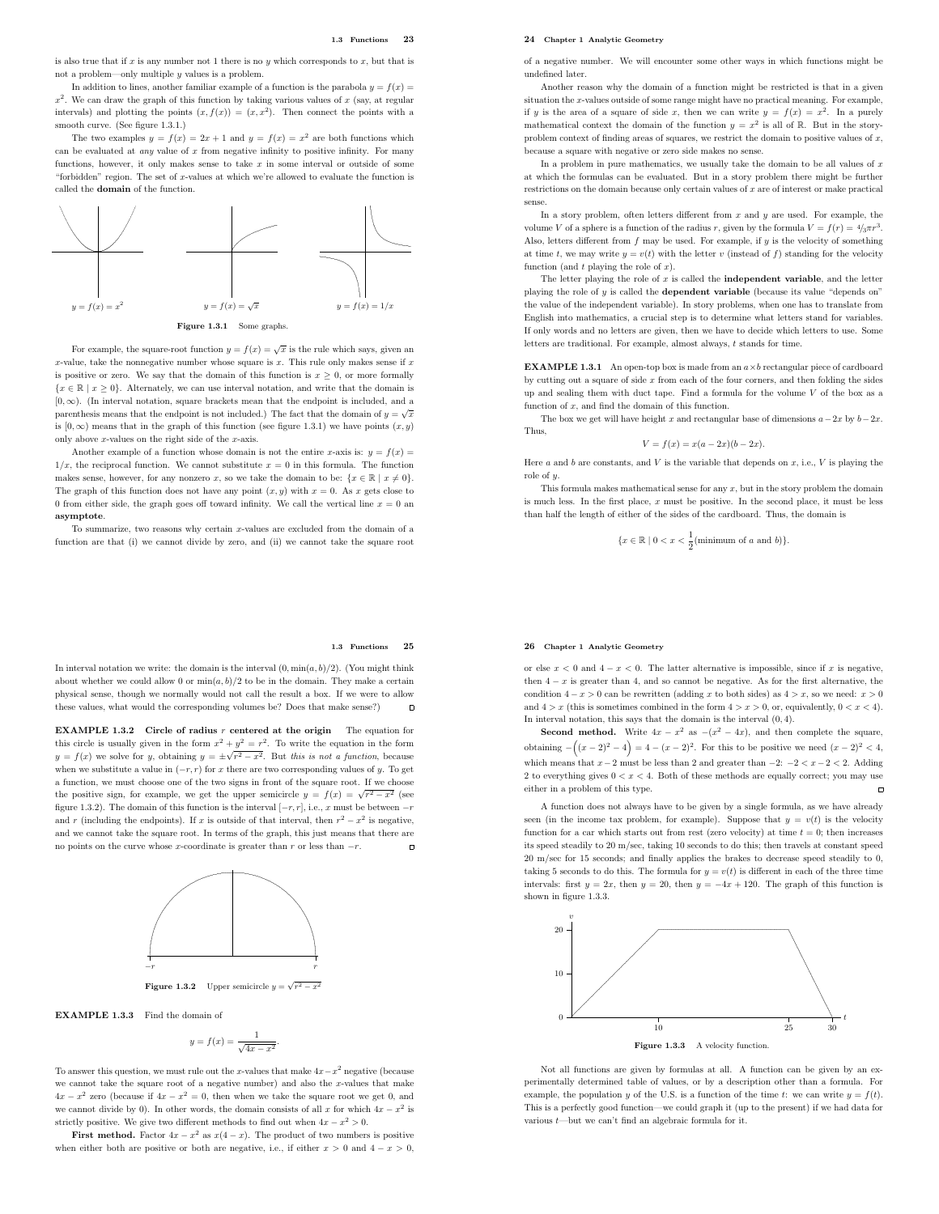is also true that if $x$ is any number not 1 there is no $y$ which corresponds to $x$, but that is not a problem—only multiple $y$ values is a problem.

In addition to lines, another familiar example of a function is the parabola $y = f(x) = x^2$. We can draw the graph of this function by taking various values of $x$ (say, at regular intervals) and plotting the points $(x, f(x)) = (x, x^2)$. Then connect the points with a smooth curve. (See figure 1.3.1.)

The two examples $y = f(x) = 2x + 1$ and $y = f(x) = x^2$ are both functions which can be evaluated at *any* value of $x$ from negative infinity to positive infinity. For many functions, however, it only makes sense to take $x$ in some interval or outside of some "forbidden" region. The set of $x$-values at which we're allowed to evaluate the function is called the **domain** of the function.

$y = f(x) = x^2$ $\qquad$ $y = f(x) = \sqrt{x}$ $\qquad$ $y = f(x) = 1/x$

**Figure 1.3.1** Some graphs.

For example, the square-root function $y = f(x) = \sqrt{x}$ is the rule which says, given an $x$-value, take the nonnegative number whose square is $x$. This rule only makes sense if $x$ is positive or zero. We say that the domain of this function is $x \geq 0$, or more formally $\{x \in \mathbb{R} \mid x \geq 0\}$. Alternately, we can use interval notation, and write that the domain is $[0, \infty)$. (In interval notation, square brackets mean that the endpoint is included, and a parenthesis means that the endpoint is not included.) The fact that the domain of $y = \sqrt{x}$ is $[0, \infty)$ means that in the graph of this function (see figure 1.3.1) we have points $(x, y)$ only above $x$-values on the right side of the $x$-axis.

Another example of a function whose domain is not the entire $x$-axis is: $y = f(x) = 1/x$, the reciprocal function. We cannot substitute $x = 0$ in this formula. The function makes sense, however, for any nonzero $x$, so we take the domain to be: $\{x \in \mathbb{R} \mid x \neq 0\}$. The graph of this function does not have any point $(x, y)$ with $x = 0$. As $x$ gets close to 0 from either side, the graph goes off toward infinity. We call the vertical line $x = 0$ an **asymptote**.

To summarize, two reasons why certain $x$-values are excluded from the domain of a function are that (i) we cannot divide by zero, and (ii) we cannot take the square root of a negative number. We will encounter some other ways in which functions might be undefined later.

Another reason why the domain of a function might be restricted is that in a given situation the $x$-values outside of some range might have no practical meaning. For example, if $y$ is the area of a square of side $x$, then we can write $y = f(x) = x^2$. In a purely mathematical context the domain of the function $y = x^2$ is all of $\mathbb{R}$. But in the story-problem context of finding areas of squares, we restrict the domain to positive values of $x$, because a square with negative or zero side makes no sense.

In a problem in pure mathematics, we usually take the domain to be all values of $x$ at which the formulas can be evaluated. But in a story problem there might be further restrictions on the domain because only certain values of $x$ are of interest or make practical sense.

In a story problem, often letters different from $x$ and $y$ are used. For example, the volume $V$ of a sphere is a function of the radius $r$, given by the formula $V = f(r) = {}^4/_3\pi r^3$. Also, letters different from $f$ may be used. For example, if $y$ is the velocity of something at time $t$, we may write $y = v(t)$ with the letter $v$ (instead of $f$) standing for the velocity function (and $t$ playing the role of $x$).

The letter playing the role of $x$ is called the **independent variable**, and the letter playing the role of $y$ is called the **dependent variable** (because its value "depends on" the value of the independent variable). In story problems, when one has to translate from English into mathematics, a crucial step is to determine what letters stand for variables. If only words and no letters are given, then we have to decide which letters to use. Some letters are traditional. For example, almost always, $t$ stands for time.

**EXAMPLE 1.3.1** An open-top box is made from an $a \times b$ rectangular piece of cardboard by cutting out a square of side $x$ from each of the four corners, and then folding the sides up and sealing them with duct tape. Find a formula for the volume $V$ of the box as a function of $x$, and find the domain of this function.

The box we get will have height $x$ and rectangular base of dimensions $a - 2x$ by $b - 2x$. Thus,

$$V = f(x) = x(a - 2x)(b - 2x).$$

Here $a$ and $b$ are constants, and $V$ is the variable that depends on $x$, i.e., $V$ is playing the role of $y$.

This formula makes mathematical sense for any $x$, but in the story problem the domain is much less. In the first place, $x$ must be positive. In the second place, $x$ must be less than half the length of either of the sides of the cardboard. Thus, the domain is

$$\{x \in \mathbb{R} \mid 0 < x < \frac{1}{2}(\text{minimum of } a \text{ and } b)\}.$$

In interval notation we write: the domain is the interval $(0, \min(a, b)/2)$. (You might think about whether we could allow 0 or $\min(a, b)/2$ to be in the domain. They make a certain physical sense, though we normally would not call the result a box. If we were to allow these values, what would the corresponding volumes be? Does that make sense?) □

**EXAMPLE 1.3.2 Circle of radius $r$ centered at the origin** The equation for this circle is usually given in the form $x^2 + y^2 = r^2$. To write the equation in the form $y = f(x)$ we solve for $y$, obtaining $y = \pm\sqrt{r^2 - x^2}$. But *this is not a function*, because when we substitute a value in $(-r, r)$ for $x$ there are two corresponding values of $y$. To get a function, we must choose one of the two signs in front of the square root. If we choose the positive sign, for example, we get the upper semicircle $y = f(x) = \sqrt{r^2 - x^2}$ (see figure 1.3.2). The domain of this function is the interval $[-r, r]$, i.e., $x$ must be between $-r$ and $r$ (including the endpoints). If $x$ is outside of that interval, then $r^2 - x^2$ is negative, and we cannot take the square root. In terms of the graph, this just means that there are no points on the curve whose $x$-coordinate is greater than $r$ or less than $-r$. □

**Figure 1.3.2** Upper semicircle $y = \sqrt{r^2 - x^2}$

**EXAMPLE 1.3.3** Find the domain of

$$y = f(x) = \frac{1}{\sqrt{4x - x^2}}.$$

To answer this question, we must rule out the $x$-values that make $4x - x^2$ negative (because we cannot take the square root of a negative number) and also the $x$-values that make $4x - x^2$ zero (because if $4x - x^2 = 0$, then when we take the square root we get 0, and we cannot divide by 0). In other words, the domain consists of all $x$ for which $4x - x^2$ is strictly positive. We give two different methods to find out when $4x - x^2 > 0$.

**First method.** Factor $4x - x^2$ as $x(4 - x)$. The product of two numbers is positive when either both are positive or both are negative, i.e., if either $x > 0$ and $4 - x > 0$, or else $x < 0$ and $4 - x < 0$. The latter alternative is impossible, since if $x$ is negative, then $4 - x$ is greater than 4, and so cannot be negative. As for the first alternative, the condition $4 - x > 0$ can be rewritten (adding $x$ to both sides) as $4 > x$, so we need: $x > 0$ and $4 > x$ (this is sometimes combined in the form $4 > x > 0$, or, equivalently, $0 < x < 4$). In interval notation, this says that the domain is the interval $(0, 4)$.

**Second method.** Write $4x - x^2$ as $-(x^2 - 4x)$, and then complete the square, obtaining $-\left((x - 2)^2 - 4\right) = 4 - (x - 2)^2$. For this to be positive we need $(x - 2)^2 < 4$, which means that $x - 2$ must be less than 2 and greater than $-2$: $-2 < x - 2 < 2$. Adding 2 to everything gives $0 < x < 4$. Both of these methods are equally correct; you may use either in a problem of this type. □

A function does not always have to be given by a single formula, as we have already seen (in the income tax problem, for example). Suppose that $y = v(t)$ is the velocity function for a car which starts out from rest (zero velocity) at time $t = 0$; then increases its speed steadily to 20 m/sec, taking 10 seconds to do this; then travels at constant speed 20 m/sec for 15 seconds; and finally applies the brakes to decrease speed steadily to 0, taking 5 seconds to do this. The formula for $y = v(t)$ is different in each of the three time intervals: first $y = 2x$, then $y = 20$, then $y = -4x + 120$. The graph of this function is shown in figure 1.3.3.

**Figure 1.3.3** A velocity function.

Not all functions are given by formulas at all. A function can be given by an experimentally determined table of values, or by a description other than a formula. For example, the population $y$ of the U.S. is a function of the time $t$: we can write $y = f(t)$. This is a perfectly good function—we could graph it (up to the present) if we had data for various $t$—but we can't find an algebraic formula for it.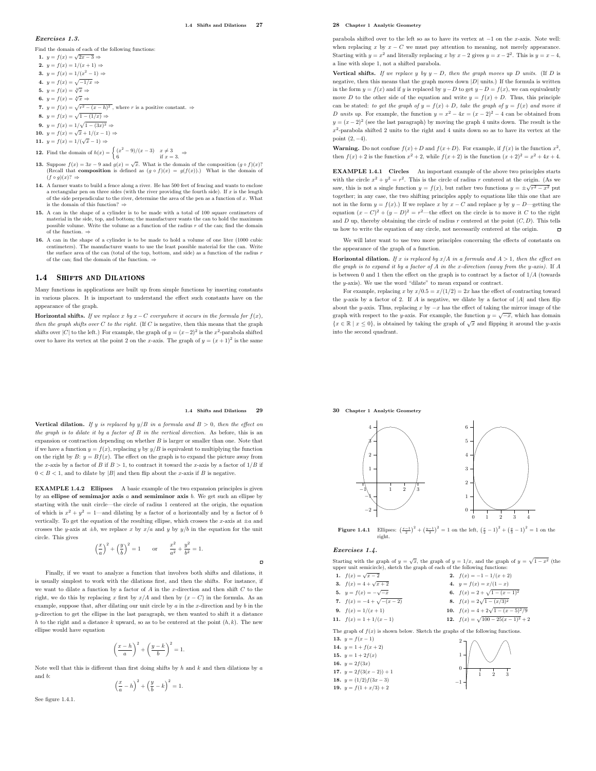### Exercises 1.3.

Find the domain of each of the following functions:

1. $y = f(x) = \sqrt{2x-3} \Rightarrow$
2. $y = f(x) = 1/(x+1) \Rightarrow$
3. $y = f(x) = 1/(x^2-1) \Rightarrow$
4. $y = f(x) = \sqrt{-1/x} \Rightarrow$
5. $y = f(x) = \sqrt[3]{x} \Rightarrow$
6. $y = f(x) = \sqrt[4]{x} \Rightarrow$
7. $y = f(x) = \sqrt{r^2-(x-h)^2}$, where $r$ is a positive constant. $\Rightarrow$
8. $y = f(x) = \sqrt{1-(1/x)} \Rightarrow$
9. $y = f(x) = 1/\sqrt{1-(3x)^2} \Rightarrow$
10. $y = f(x) = \sqrt{x} + 1/(x-1) \Rightarrow$
11. $y = f(x) = 1/(\sqrt{x}-1) \Rightarrow$
12. Find the domain of $h(x) = \begin{cases} (x^2-9)/(x-3) & x \neq 3 \\ 6 & \text{if } x = 3. \end{cases}$ $\Rightarrow$
13. Suppose $f(x) = 3x - 9$ and $g(x) = \sqrt{x}$. What is the domain of the composition $(g \circ f)(x)$? (Recall that **composition** is defined as $(g \circ f)(x) = g(f(x))$.) What is the domain of $(f \circ g)(x)$? $\Rightarrow$
14. A farmer wants to build a fence along a river. He has 500 feet of fencing and wants to enclose a rectangular pen on three sides (with the river providing the fourth side). If $x$ is the length of the side perpendicular to the river, determine the area of the pen as a function of $x$. What is the domain of this function? $\Rightarrow$
15. A can in the shape of a cylinder is to be made with a total of 100 square centimeters of material in the side, top, and bottom; the manufacturer wants the can to hold the maximum possible volume. Write the volume as a function of the radius $r$ of the can; find the domain of the function. $\Rightarrow$
16. A can in the shape of a cylinder is to be made to hold a volume of one liter (1000 cubic centimeters). The manufacturer wants to use the least possible material for the can. Write the surface area of the can (total of the top, bottom, and side) as a function of the radius $r$ of the can; find the domain of the function. $\Rightarrow$

## 1.4 Shifts and Dilations

Many functions in applications are built up from simple functions by inserting constants in various places. It is important to understand the effect such constants have on the appearance of the graph.

**Horizontal shifts.** *If we replace $x$ by $x - C$ everywhere it occurs in the formula for $f(x)$, then the graph shifts over $C$ to the right.* (If $C$ is negative, then this means that the graph shifts over $|C|$ to the left.) For example, the graph of $y = (x-2)^2$ is the $x^2$-parabola shifted over to have its vertex at the point 2 on the $x$-axis. The graph of $y = (x+1)^2$ is the same parabola shifted over to the left so as to have its vertex at $-1$ on the $x$-axis. Note well: when replacing $x$ by $x - C$ we must pay attention to meaning, not merely appearance. Starting with $y = x^2$ and literally replacing $x$ by $x - 2$ gives $y = x - 2^2$. This is $y = x - 4$, a line with slope 1, not a shifted parabola.

**Vertical shifts.** *If we replace $y$ by $y - D$, then the graph moves up $D$ units.* (If $D$ is negative, then this means that the graph moves down $|D|$ units.) If the formula is written in the form $y = f(x)$ and if $y$ is replaced by $y - D$ to get $y - D = f(x)$, we can equivalently move $D$ to the other side of the equation and write $y = f(x) + D$. Thus, this principle can be stated: *to get the graph of $y = f(x) + D$, take the graph of $y = f(x)$ and move it $D$ units up.* For example, the function $y = x^2 - 4x = (x-2)^2 - 4$ can be obtained from $y = (x-2)^2$ (see the last paragraph) by moving the graph 4 units down. The result is the $x^2$-parabola shifted 2 units to the right and 4 units down so as to have its vertex at the point $(2, -4)$.

**Warning.** Do not confuse $f(x) + D$ and $f(x + D)$. For example, if $f(x)$ is the function $x^2$, then $f(x) + 2$ is the function $x^2 + 2$, while $f(x+2)$ is the function $(x+2)^2 = x^2 + 4x + 4$.

**EXAMPLE 1.4.1 Circles** An important example of the above two principles starts with the circle $x^2 + y^2 = r^2$. This is the circle of radius $r$ centered at the origin. (As we saw, this is not a single function $y = f(x)$, but rather two functions $y = \pm\sqrt{r^2 - x^2}$ put together; in any case, the two shifting principles apply to equations like this one that are not in the form $y = f(x)$.) If we replace $x$ by $x - C$ and replace $y$ by $y - D$—getting the equation $(x - C)^2 + (y - D)^2 = r^2$—the effect on the circle is to move it $C$ to the right and $D$ up, thereby obtaining the circle of radius $r$ centered at the point $(C, D)$. This tells us how to write the equation of any circle, not necessarily centered at the origin. □

We will later want to use two more principles concerning the effects of constants on the appearance of the graph of a function.

**Horizontal dilation.** *If $x$ is replaced by $x/A$ in a formula and $A > 1$, then the effect on the graph is to expand it by a factor of $A$ in the $x$-direction (away from the $y$-axis).* If $A$ is between 0 and 1 then the effect on the graph is to contract by a factor of $1/A$ (towards the $y$-axis). We use the word "dilate" to mean expand or contract.

For example, replacing $x$ by $x/0.5 = x/(1/2) = 2x$ has the effect of contracting toward the $y$-axis by a factor of 2. If $A$ is negative, we dilate by a factor of $|A|$ and then flip about the $y$-axis. Thus, replacing $x$ by $-x$ has the effect of taking the mirror image of the graph with respect to the $y$-axis. For example, the function $y = \sqrt{-x}$, which has domain $\{x \in \mathbb{R} \mid x \leq 0\}$, is obtained by taking the graph of $\sqrt{x}$ and flipping it around the $y$-axis into the second quadrant.

**Vertical dilation.** *If $y$ is replaced by $y/B$ in a formula and $B > 0$, then the effect on the graph is to dilate it by a factor of $B$ in the vertical direction.* As before, this is an expansion or contraction depending on whether $B$ is larger or smaller than one. Note that if we have a function $y = f(x)$, replacing $y$ by $y/B$ is equivalent to multiplying the function on the right by $B$: $y = Bf(x)$. The effect on the graph is to expand the picture away from the $x$-axis by a factor of $B$ if $B > 1$, to contract it toward the $x$-axis by a factor of $1/B$ if $0 < B < 1$, and to dilate by $|B|$ and then flip about the $x$-axis if $B$ is negative.

**EXAMPLE 1.4.2 Ellipses** A basic example of the two expansion principles is given by an **ellipse of semimajor axis $a$ and semiminor axis $b$**. We get such an ellipse by starting with the unit circle—the circle of radius 1 centered at the origin, the equation of which is $x^2 + y^2 = 1$—and dilating by a factor of $a$ horizontally and by a factor of $b$ vertically. To get the equation of the resulting ellipse, which crosses the $x$-axis at $\pm a$ and crosses the $y$-axis at $\pm b$, we replace $x$ by $x/a$ and $y$ by $y/b$ in the equation for the unit circle. This gives

$$\left(\frac{x}{a}\right)^2 + \left(\frac{y}{b}\right)^2 = 1 \qquad \text{or} \qquad \frac{x^2}{a^2} + \frac{y^2}{b^2} = 1.$$

□

Finally, if we want to analyze a function that involves both shifts and dilations, it is usually simplest to work with the dilations first, and then the shifts. For instance, if we want to dilate a function by a factor of $A$ in the $x$-direction and then shift $C$ to the right, we do this by replacing $x$ first by $x/A$ and then by $(x - C)$ in the formula. As an example, suppose that, after dilating our unit circle by $a$ in the $x$-direction and by $b$ in the $y$-direction to get the ellipse in the last paragraph, we then wanted to shift it a distance $h$ to the right and a distance $k$ upward, so as to be centered at the point $(h, k)$. The new ellipse would have equation

$$\left(\frac{x-h}{a}\right)^2 + \left(\frac{y-k}{b}\right)^2 = 1.$$

Note well that this is different than first doing shifts by $h$ and $k$ and then dilations by $a$ and $b$:

$$\left(\frac{x}{a} - h\right)^2 + \left(\frac{y}{b} - k\right)^2 = 1.$$

See figure 1.4.1.

Figure 1.4.1 Ellipses: $\left(\frac{x-1}{2}\right)^2 + \left(\frac{y-1}{3}\right)^2 = 1$ on the left, $\left(\frac{x}{2} - 1\right)^2 + \left(\frac{y}{3} - 1\right)^2 = 1$ on the right.

### Exercises 1.4.

Starting with the graph of $y = \sqrt{x}$, the graph of $y = 1/x$, and the graph of $y = \sqrt{1-x^2}$ (the upper unit semicircle), sketch the graph of each of the following functions:

1. $f(x) = \sqrt{x-2}$
2. $f(x) = -1 - 1/(x+2)$
3. $f(x) = 4 + \sqrt{x+2}$
4. $y = f(x) = x/(1-x)$
5. $y = f(x) = -\sqrt{-x}$
6. $f(x) = 2 + \sqrt{1-(x-1)^2}$
7. $f(x) = -4 + \sqrt{-(x-2)}$
8. $f(x) = 2\sqrt{1-(x/3)^2}$
9. $f(x) = 1/(x+1)$
10. $f(x) = 4 + 2\sqrt{1-(x-5)^2/9}$
11. $f(x) = 1 + 1/(x-1)$
12. $f(x) = \sqrt{100 - 25(x-1)^2} + 2$

The graph of $f(x)$ is shown below. Sketch the graphs of the following functions.

13. $y = f(x-1)$
14. $y = 1 + f(x+2)$
15. $y = 1 + 2f(x)$
16. $y = 2f(3x)$
17. $y = 2f(3(x-2)) + 1$
18. $y = (1/2)f(3x-3)$
19. $y = f(1 + x/3) + 2$